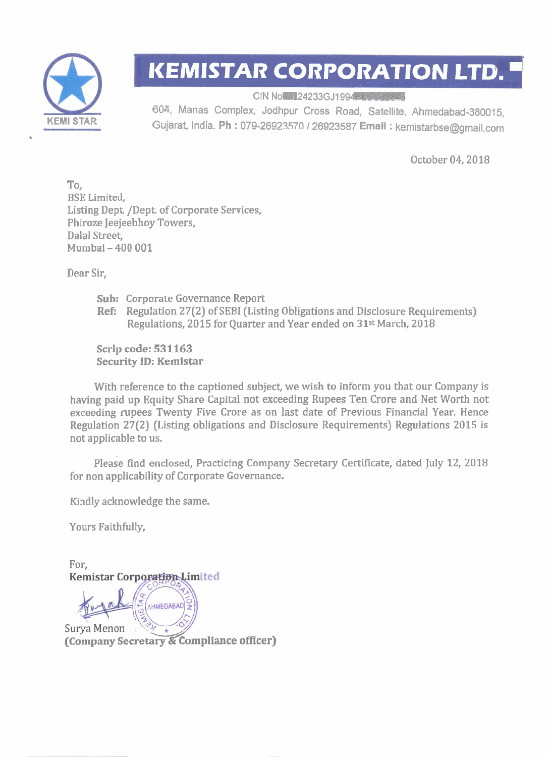# KEMISTAR CORPORATION LTD.

KEMI STAR

CIN No L24233GJ1994PLC022845

604, Manas Complex, Jodhpur Cross Road, Satellite, Ahmedabad-380015, Gujarat, India. **Ph :** 079-26923570 / 26923587 **Email :** kemistarbse@gmail.com

October 04, 2018

To,
BSE Limited,
Listing Dept. /Dept. of Corporate Services,
Phiroze Jeejeebhoy Towers,
Dalal Street,
Mumbai – 400 001

Dear Sir,

**Sub:** Corporate Governance Report
**Ref:** Regulation 27(2) of SEBI (Listing Obligations and Disclosure Requirements) Regulations, 2015 for Quarter and Year ended on 31st March, 2018

**Scrip code: 531163**
**Security ID: Kemistar**

With reference to the captioned subject, we wish to inform you that our Company is having paid up Equity Share Capital not exceeding Rupees Ten Crore and Net Worth not exceeding rupees Twenty Five Crore as on last date of Previous Financial Year. Hence Regulation 27(2) (Listing obligations and Disclosure Requirements) Regulations 2015 is not applicable to us.

Please find enclosed, Practicing Company Secretary Certificate, dated July 12, 2018 for non applicability of Corporate Governance.

Kindly acknowledge the same.

Yours Faithfully,

For,
**Kemistar Corporation Limited**

Surya Menon
**(Company Secretary & Compliance officer)**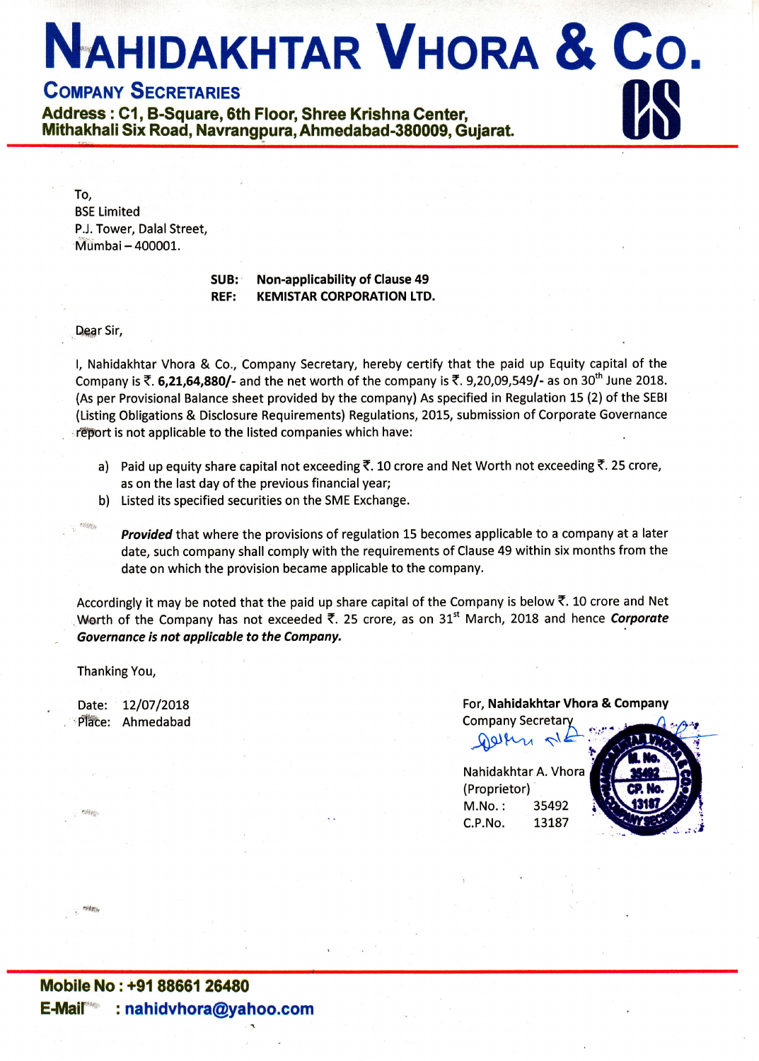# NAHIDAKHTAR VHORA & CO.

## COMPANY SECRETARIES

**Address : C1, B-Square, 6th Floor, Shree Krishna Center,**
**Mithakhali Six Road, Navrangpura, Ahmedabad-380009, Gujarat.**

To,
BSE Limited
P.J. Tower, Dalal Street,
Mumbai – 400001.

**SUB: Non-applicability of Clause 49**
**REF: KEMISTAR CORPORATION LTD.**

Dear Sir,

I, Nahidakhtar Vhora & Co., Company Secretary, hereby certify that the paid up Equity capital of the Company is ₹. **6,21,64,880/-** and the net worth of the company is ₹. 9,20,09,549/- as on 30th June 2018. (As per Provisional Balance sheet provided by the company) As specified in Regulation 15 (2) of the SEBI (Listing Obligations & Disclosure Requirements) Regulations, 2015, submission of Corporate Governance report is not applicable to the listed companies which have:

a) Paid up equity share capital not exceeding ₹. 10 crore and Net Worth not exceeding ₹. 25 crore, as on the last day of the previous financial year;
b) Listed its specified securities on the SME Exchange.

***Provided*** that where the provisions of regulation 15 becomes applicable to a company at a later date, such company shall comply with the requirements of Clause 49 within six months from the date on which the provision became applicable to the company.

Accordingly it may be noted that the paid up share capital of the Company is below ₹. 10 crore and Net Worth of the Company has not exceeded ₹. 25 crore, as on 31st March, 2018 and hence ***Corporate Governance is not applicable to the Company.***

Thanking You,

Date: 12/07/2018
Place: Ahmedabad

For, **Nahidakhtar Vhora & Company**
Company Secretary

Nahidakhtar A. Vhora
(Proprietor)
M.No. : 35492
C.P.No. 13187

**Mobile No : +91 88661 26480**
**E-Mail : nahidvhora@yahoo.com**